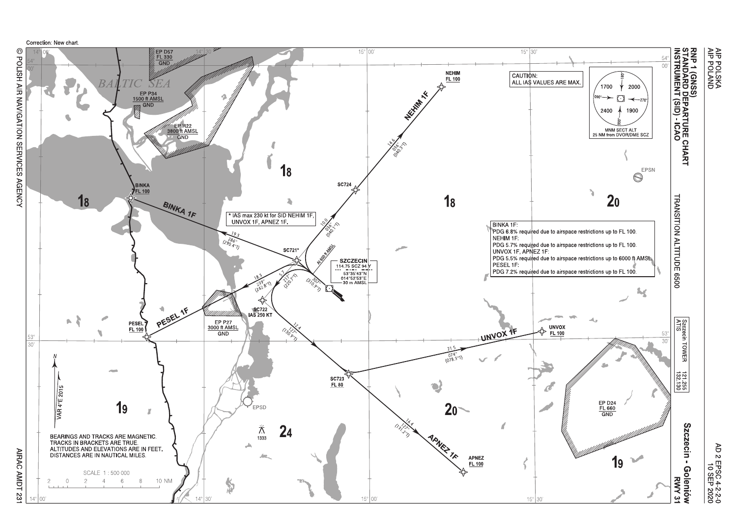# RNP 1 (GNSS) STANDARD DEPARTURE CHART INSTRUMENT (SID) - ICAO

**Szczecin - Goleniów RWY 31**

TRANSITION ALTITUDE 6500

Correction: New chart.

| Szczecin TOWER | 121.255 |
| --- | --- |
| ATIS | 132.130 |

CAUTION:
ALL IAS VALUES ARE MAX.

MNM SECT ALT 25 NM from DVOR/DME SCZ: 1700, 2000, 2400, 1900

* IAS max 230 kt for SID NEHIM 1F, UNVOX 1F, APNEZ 1F.

BINKA 1F:
PDG 6.8% required due to airspace restrictions up to FL 100.
NEHIM 1F:
PDG 5.7% required due to airspace restrictions up to FL 100.
UNVOX 1F, APNEZ 1F:
PDG 5.5% required due to airspace restrictions up to 6000 ft AMSL.
PESEL 1F:
PDG 7.2% required due to airspace restrictions up to FL 100.

SZCZECIN
114.75 SCZ 94 Y
53°35'43"N
014°52'53"E
30 m AMSL

- NEHIM FL 100
- BINKA FL 100
- PESEL FL 100
- UNVOX FL 100
- APNEZ FL 100
- SC721*
- SC722 IAS 250 KT
- SC723 FL 80
- SC724
- At 600 ft AMSL

- EP D57 FL 330 GND
- EP P34 1500 ft AMSL GND
- EP R22 3800 ft AMSL GND
- EP P27 3000 ft AMSL GND
- EP D24 FL 660 GND

BEARINGS AND TRACKS ARE MAGNETIC.
TRACKS IN BRACKETS ARE TRUE.
ALTITUDES AND ELEVATIONS ARE IN FEET.
DISTANCES ARE IN NAUTICAL MILES.

SCALE 1 : 500 000

VAR 4°E 2015

© POLISH AIR NAVIGATION SERVICES AGENCY

AIRAC AMDT 231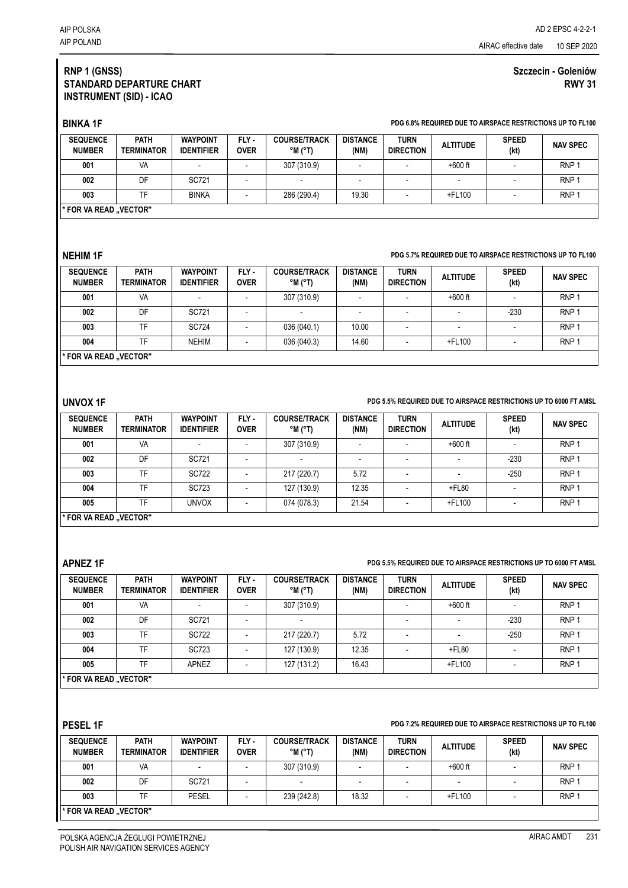## RNP 1 (GNSS) STANDARD DEPARTURE CHART INSTRUMENT (SID) - ICAO

**Szczecin - Goleniów RWY 31**

### BINKA 1F

**PDG 6.8% REQUIRED DUE TO AIRSPACE RESTRICTIONS UP TO FL100**

| SEQUENCE NUMBER | PATH TERMINATOR | WAYPOINT IDENTIFIER | FLY - OVER | COURSE/TRACK °M (°T) | DISTANCE (NM) | TURN DIRECTION | ALTITUDE | SPEED (kt) | NAV SPEC |
|---|---|---|---|---|---|---|---|---|---|
| 001 | VA | - | - | 307 (310.9) | - | - | +600 ft | - | RNP 1 |
| 002 | DF | SC721 | - | - | - | - | - | - | RNP 1 |
| 003 | TF | BINKA | - | 286 (290.4) | 19.30 | - | +FL100 | - | RNP 1 |
| * FOR VA READ „VECTOR" | | | | | | | | | |

### NEHIM 1F

**PDG 5.7% REQUIRED DUE TO AIRSPACE RESTRICTIONS UP TO FL100**

| SEQUENCE NUMBER | PATH TERMINATOR | WAYPOINT IDENTIFIER | FLY - OVER | COURSE/TRACK °M (°T) | DISTANCE (NM) | TURN DIRECTION | ALTITUDE | SPEED (kt) | NAV SPEC |
|---|---|---|---|---|---|---|---|---|---|
| 001 | VA | - | - | 307 (310.9) | - | - | +600 ft | - | RNP 1 |
| 002 | DF | SC721 | - | - | - | - | - | -230 | RNP 1 |
| 003 | TF | SC724 | - | 036 (040.1) | 10.00 | - | - | - | RNP 1 |
| 004 | TF | NEHIM | - | 036 (040.3) | 14.60 | - | +FL100 | - | RNP 1 |
| * FOR VA READ „VECTOR" | | | | | | | | | |

### UNVOX 1F

**PDG 5.5% REQUIRED DUE TO AIRSPACE RESTRICTIONS UP TO 6000 FT AMSL**

| SEQUENCE NUMBER | PATH TERMINATOR | WAYPOINT IDENTIFIER | FLY - OVER | COURSE/TRACK °M (°T) | DISTANCE (NM) | TURN DIRECTION | ALTITUDE | SPEED (kt) | NAV SPEC |
|---|---|---|---|---|---|---|---|---|---|
| 001 | VA | - | - | 307 (310.9) | - | - | +600 ft | - | RNP 1 |
| 002 | DF | SC721 | - | - | - | - | - | -230 | RNP 1 |
| 003 | TF | SC722 | - | 217 (220.7) | 5.72 | - | - | -250 | RNP 1 |
| 004 | TF | SC723 | - | 127 (130.9) | 12.35 | - | +FL80 | - | RNP 1 |
| 005 | TF | UNVOX | - | 074 (078.3) | 21.54 | - | +FL100 | - | RNP 1 |
| * FOR VA READ „VECTOR" | | | | | | | | | |

### APNEZ 1F

**PDG 5.5% REQUIRED DUE TO AIRSPACE RESTRICTIONS UP TO 6000 FT AMSL**

| SEQUENCE NUMBER | PATH TERMINATOR | WAYPOINT IDENTIFIER | FLY - OVER | COURSE/TRACK °M (°T) | DISTANCE (NM) | TURN DIRECTION | ALTITUDE | SPEED (kt) | NAV SPEC |
|---|---|---|---|---|---|---|---|---|---|
| 001 | VA | - | - | 307 (310.9) | | - | +600 ft | - | RNP 1 |
| 002 | DF | SC721 | - | - | | - | - | -230 | RNP 1 |
| 003 | TF | SC722 | - | 217 (220.7) | 5.72 | - | - | -250 | RNP 1 |
| 004 | TF | SC723 | - | 127 (130.9) | 12.35 | - | +FL80 | - | RNP 1 |
| 005 | TF | APNEZ | - | 127 (131.2) | 16.43 | | +FL100 | - | RNP 1 |
| * FOR VA READ „VECTOR" | | | | | | | | | |

### PESEL 1F

**PDG 7.2% REQUIRED DUE TO AIRSPACE RESTRICTIONS UP TO FL100**

| SEQUENCE NUMBER | PATH TERMINATOR | WAYPOINT IDENTIFIER | FLY - OVER | COURSE/TRACK °M (°T) | DISTANCE (NM) | TURN DIRECTION | ALTITUDE | SPEED (kt) | NAV SPEC |
|---|---|---|---|---|---|---|---|---|---|
| 001 | VA | - | - | 307 (310.9) | - | - | +600 ft | - | RNP 1 |
| 002 | DF | SC721 | - | - | - | - | - | - | RNP 1 |
| 003 | TF | PESEL | - | 239 (242.8) | 18.32 | - | +FL100 | - | RNP 1 |
| * FOR VA READ „VECTOR" | | | | | | | | | |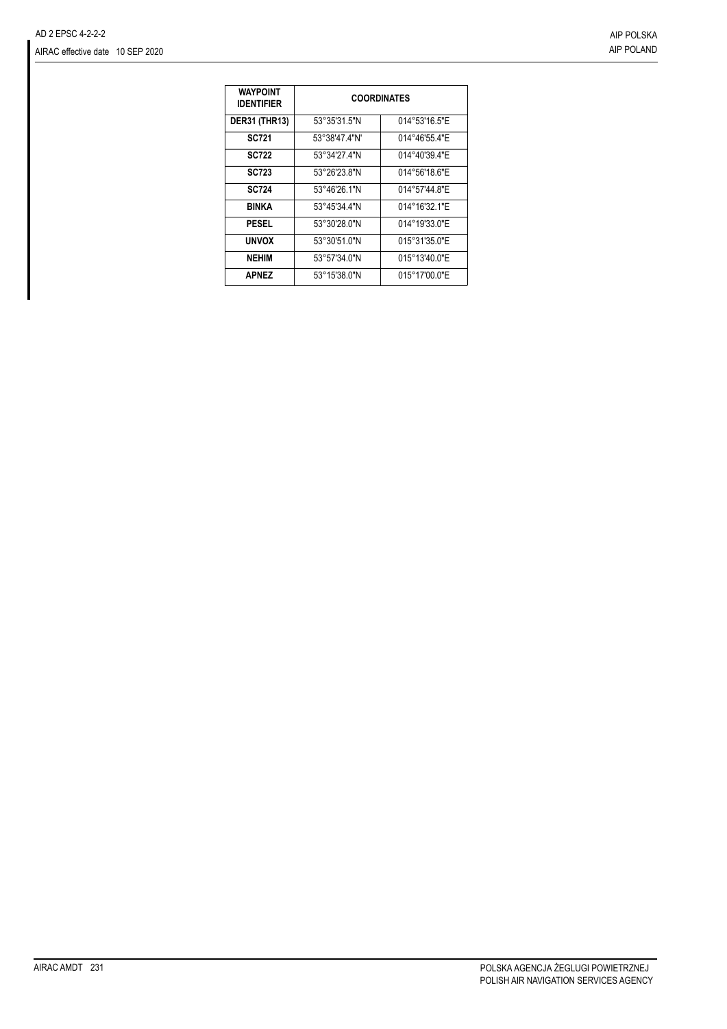| WAYPOINT IDENTIFIER | COORDINATES | |
|---|---|---|
| **DER31 (THR13)** | 53°35'31.5"N | 014°53'16.5"E |
| **SC721** | 53°38'47.4"N' | 014°46'55.4"E |
| **SC722** | 53°34'27.4"N | 014°40'39.4"E |
| **SC723** | 53°26'23.8"N | 014°56'18.6"E |
| **SC724** | 53°46'26.1"N | 014°57'44.8"E |
| **BINKA** | 53°45'34.4"N | 014°16'32.1"E |
| **PESEL** | 53°30'28.0"N | 014°19'33.0"E |
| **UNVOX** | 53°30'51.0"N | 015°31'35.0"E |
| **NEHIM** | 53°57'34.0"N | 015°13'40.0"E |
| **APNEZ** | 53°15'38.0"N | 015°17'00.0"E |